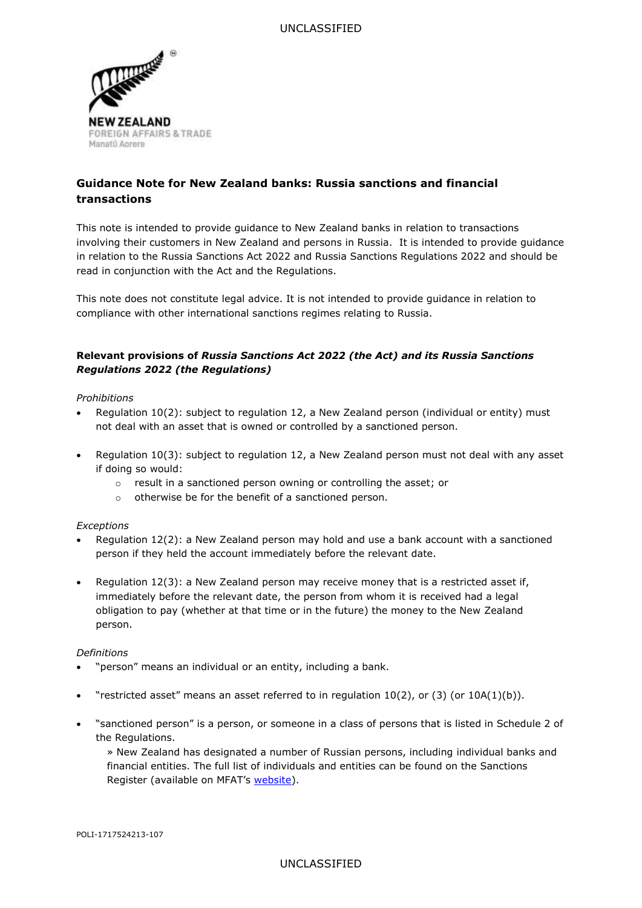## Guidance Note for New Zealand banks: Russia sanctions and financial transactions

This note is intended to provide guidance to New Zealand banks in relation to transactions involving their customers in New Zealand and persons in Russia. It is intended to provide guidance in relation to the Russia Sanctions Act 2022 and Russia Sanctions Regulations 2022 and should be read in conjunction with the Act and the Regulations.

This note does not constitute legal advice. It is not intended to provide guidance in relation to compliance with other international sanctions regimes relating to Russia.

### Relevant provisions of *Russia Sanctions Act 2022 (the Act) and its Russia Sanctions Regulations 2022 (the Regulations)*

*Prohibitions*

- Regulation 10(2): subject to regulation 12, a New Zealand person (individual or entity) must not deal with an asset that is owned or controlled by a sanctioned person.

- Regulation 10(3): subject to regulation 12, a New Zealand person must not deal with any asset if doing so would:
  - result in a sanctioned person owning or controlling the asset; or
  - otherwise be for the benefit of a sanctioned person.

*Exceptions*

- Regulation 12(2): a New Zealand person may hold and use a bank account with a sanctioned person if they held the account immediately before the relevant date.

- Regulation 12(3): a New Zealand person may receive money that is a restricted asset if, immediately before the relevant date, the person from whom it is received had a legal obligation to pay (whether at that time or in the future) the money to the New Zealand person.

*Definitions*

- "person" means an individual or an entity, including a bank.

- "restricted asset" means an asset referred to in regulation 10(2), or (3) (or 10A(1)(b)).

- "sanctioned person" is a person, or someone in a class of persons that is listed in Schedule 2 of the Regulations.

  » New Zealand has designated a number of Russian persons, including individual banks and financial entities. The full list of individuals and entities can be found on the Sanctions Register (available on MFAT's website).

POLI-1717524213-107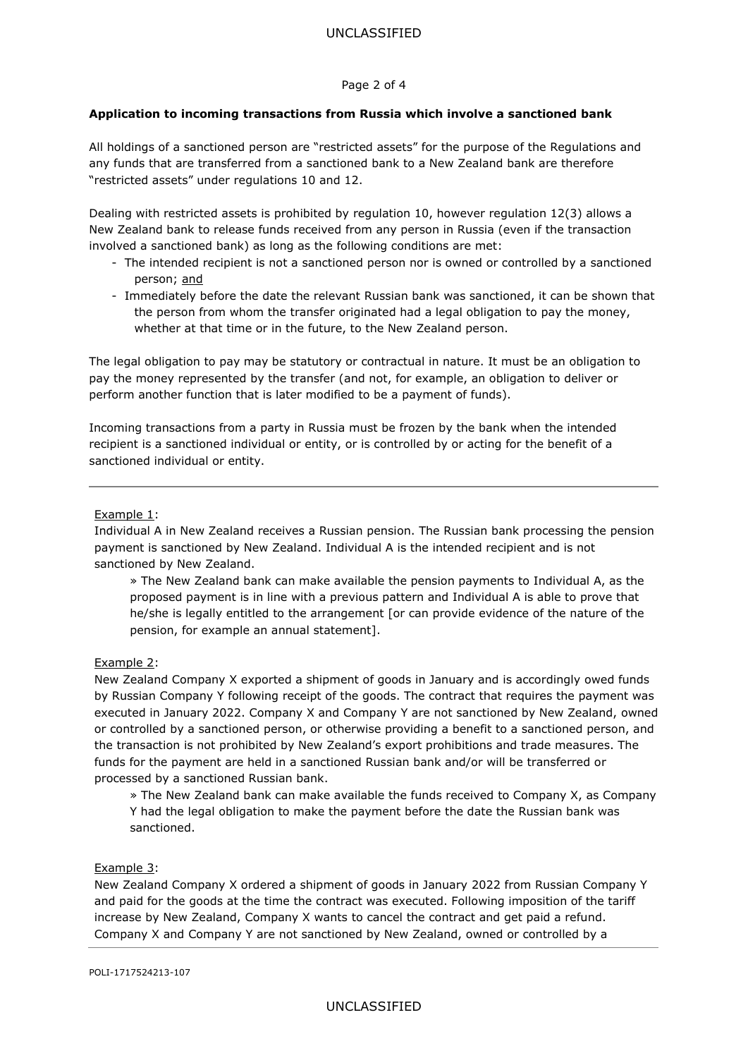**Application to incoming transactions from Russia which involve a sanctioned bank**

All holdings of a sanctioned person are "restricted assets" for the purpose of the Regulations and any funds that are transferred from a sanctioned bank to a New Zealand bank are therefore "restricted assets" under regulations 10 and 12.

Dealing with restricted assets is prohibited by regulation 10, however regulation 12(3) allows a New Zealand bank to release funds received from any person in Russia (even if the transaction involved a sanctioned bank) as long as the following conditions are met:

- The intended recipient is not a sanctioned person nor is owned or controlled by a sanctioned person; <u>and</u>
- Immediately before the date the relevant Russian bank was sanctioned, it can be shown that the person from whom the transfer originated had a legal obligation to pay the money, whether at that time or in the future, to the New Zealand person.

The legal obligation to pay may be statutory or contractual in nature. It must be an obligation to pay the money represented by the transfer (and not, for example, an obligation to deliver or perform another function that is later modified to be a payment of funds).

Incoming transactions from a party in Russia must be frozen by the bank when the intended recipient is a sanctioned individual or entity, or is controlled by or acting for the benefit of a sanctioned individual or entity.

---

<u>Example 1</u>:
Individual A in New Zealand receives a Russian pension. The Russian bank processing the pension payment is sanctioned by New Zealand. Individual A is the intended recipient and is not sanctioned by New Zealand.

> » The New Zealand bank can make available the pension payments to Individual A, as the proposed payment is in line with a previous pattern and Individual A is able to prove that he/she is legally entitled to the arrangement [or can provide evidence of the nature of the pension, for example an annual statement].

<u>Example 2</u>:
New Zealand Company X exported a shipment of goods in January and is accordingly owed funds by Russian Company Y following receipt of the goods. The contract that requires the payment was executed in January 2022. Company X and Company Y are not sanctioned by New Zealand, owned or controlled by a sanctioned person, or otherwise providing a benefit to a sanctioned person, and the transaction is not prohibited by New Zealand's export prohibitions and trade measures. The funds for the payment are held in a sanctioned Russian bank and/or will be transferred or processed by a sanctioned Russian bank.

> » The New Zealand bank can make available the funds received to Company X, as Company Y had the legal obligation to make the payment before the date the Russian bank was sanctioned.

<u>Example 3</u>:
New Zealand Company X ordered a shipment of goods in January 2022 from Russian Company Y and paid for the goods at the time the contract was executed. Following imposition of the tariff increase by New Zealand, Company X wants to cancel the contract and get paid a refund. Company X and Company Y are not sanctioned by New Zealand, owned or controlled by a

POLI-1717524213-107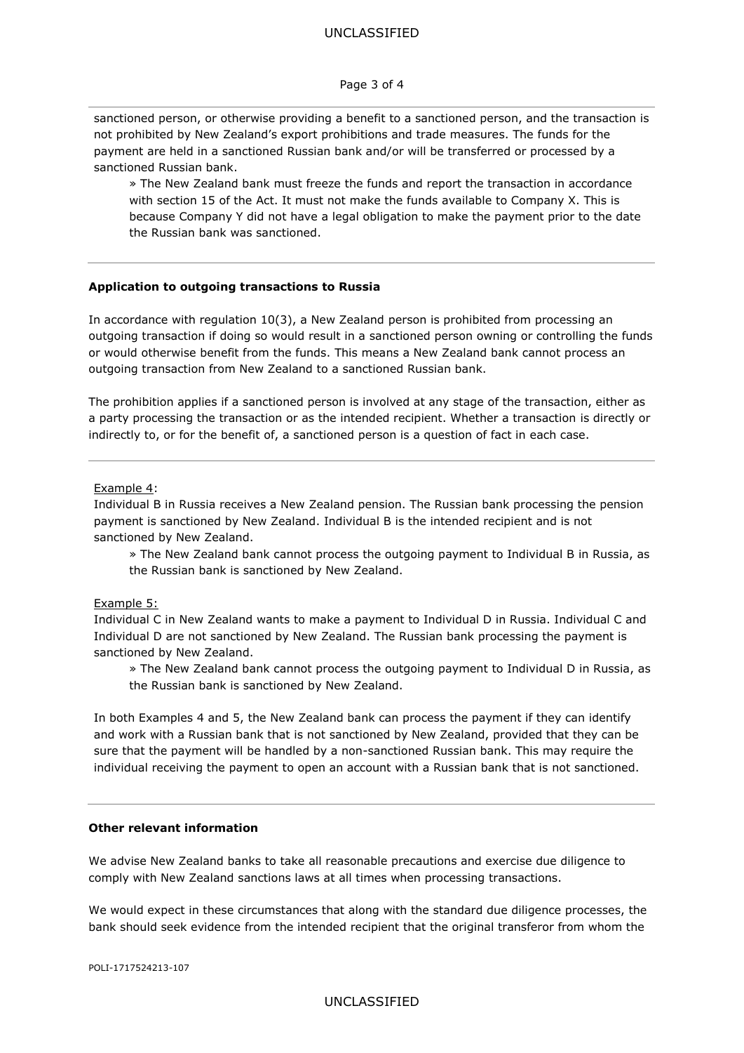sanctioned person, or otherwise providing a benefit to a sanctioned person, and the transaction is not prohibited by New Zealand's export prohibitions and trade measures. The funds for the payment are held in a sanctioned Russian bank and/or will be transferred or processed by a sanctioned Russian bank.

> » The New Zealand bank must freeze the funds and report the transaction in accordance with section 15 of the Act. It must not make the funds available to Company X. This is because Company Y did not have a legal obligation to make the payment prior to the date the Russian bank was sanctioned.

---

**Application to outgoing transactions to Russia**

In accordance with regulation 10(3), a New Zealand person is prohibited from processing an outgoing transaction if doing so would result in a sanctioned person owning or controlling the funds or would otherwise benefit from the funds. This means a New Zealand bank cannot process an outgoing transaction from New Zealand to a sanctioned Russian bank.

The prohibition applies if a sanctioned person is involved at any stage of the transaction, either as a party processing the transaction or as the intended recipient. Whether a transaction is directly or indirectly to, or for the benefit of, a sanctioned person is a question of fact in each case.

---

Example 4:

Individual B in Russia receives a New Zealand pension. The Russian bank processing the pension payment is sanctioned by New Zealand. Individual B is the intended recipient and is not sanctioned by New Zealand.

> » The New Zealand bank cannot process the outgoing payment to Individual B in Russia, as the Russian bank is sanctioned by New Zealand.

Example 5:

Individual C in New Zealand wants to make a payment to Individual D in Russia. Individual C and Individual D are not sanctioned by New Zealand. The Russian bank processing the payment is sanctioned by New Zealand.

> » The New Zealand bank cannot process the outgoing payment to Individual D in Russia, as the Russian bank is sanctioned by New Zealand.

In both Examples 4 and 5, the New Zealand bank can process the payment if they can identify and work with a Russian bank that is not sanctioned by New Zealand, provided that they can be sure that the payment will be handled by a non-sanctioned Russian bank. This may require the individual receiving the payment to open an account with a Russian bank that is not sanctioned.

---

**Other relevant information**

We advise New Zealand banks to take all reasonable precautions and exercise due diligence to comply with New Zealand sanctions laws at all times when processing transactions.

We would expect in these circumstances that along with the standard due diligence processes, the bank should seek evidence from the intended recipient that the original transferor from whom the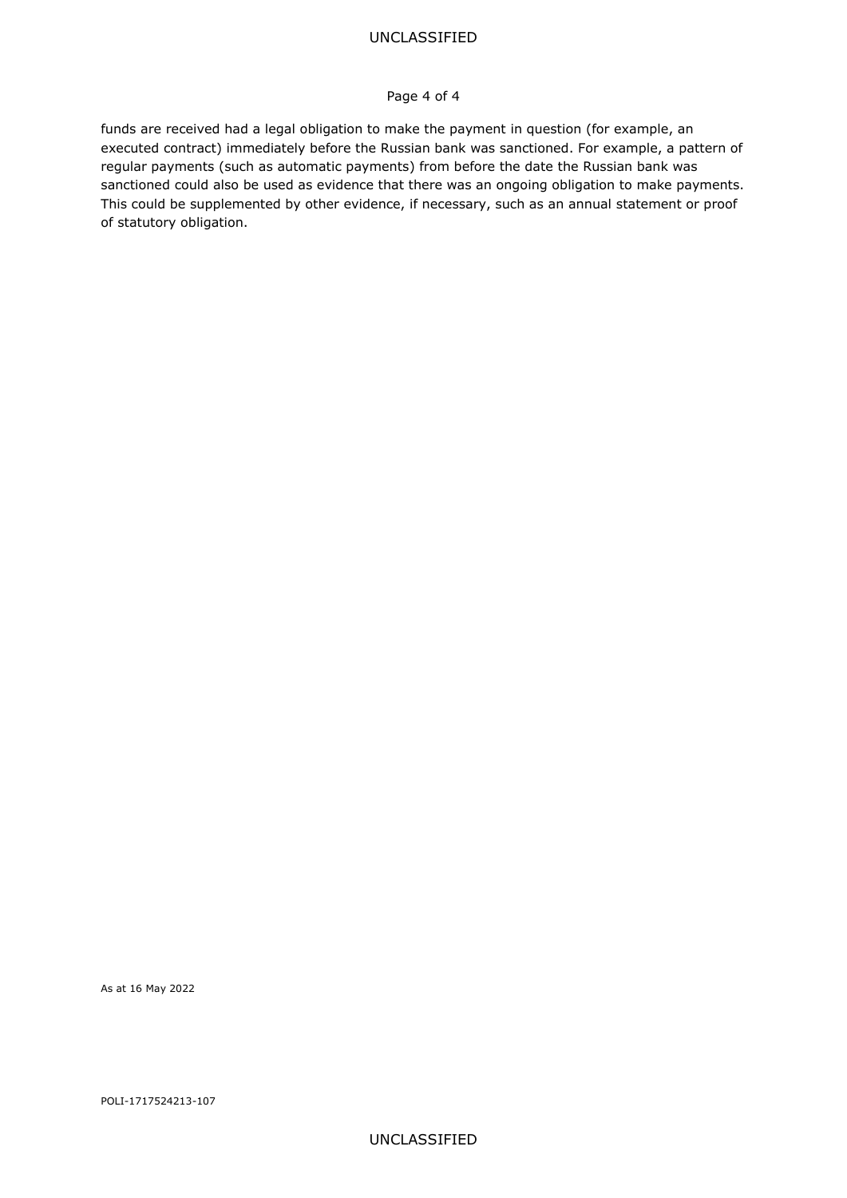funds are received had a legal obligation to make the payment in question (for example, an executed contract) immediately before the Russian bank was sanctioned. For example, a pattern of regular payments (such as automatic payments) from before the date the Russian bank was sanctioned could also be used as evidence that there was an ongoing obligation to make payments. This could be supplemented by other evidence, if necessary, such as an annual statement or proof of statutory obligation.

As at 16 May 2022

POLI-1717524213-107